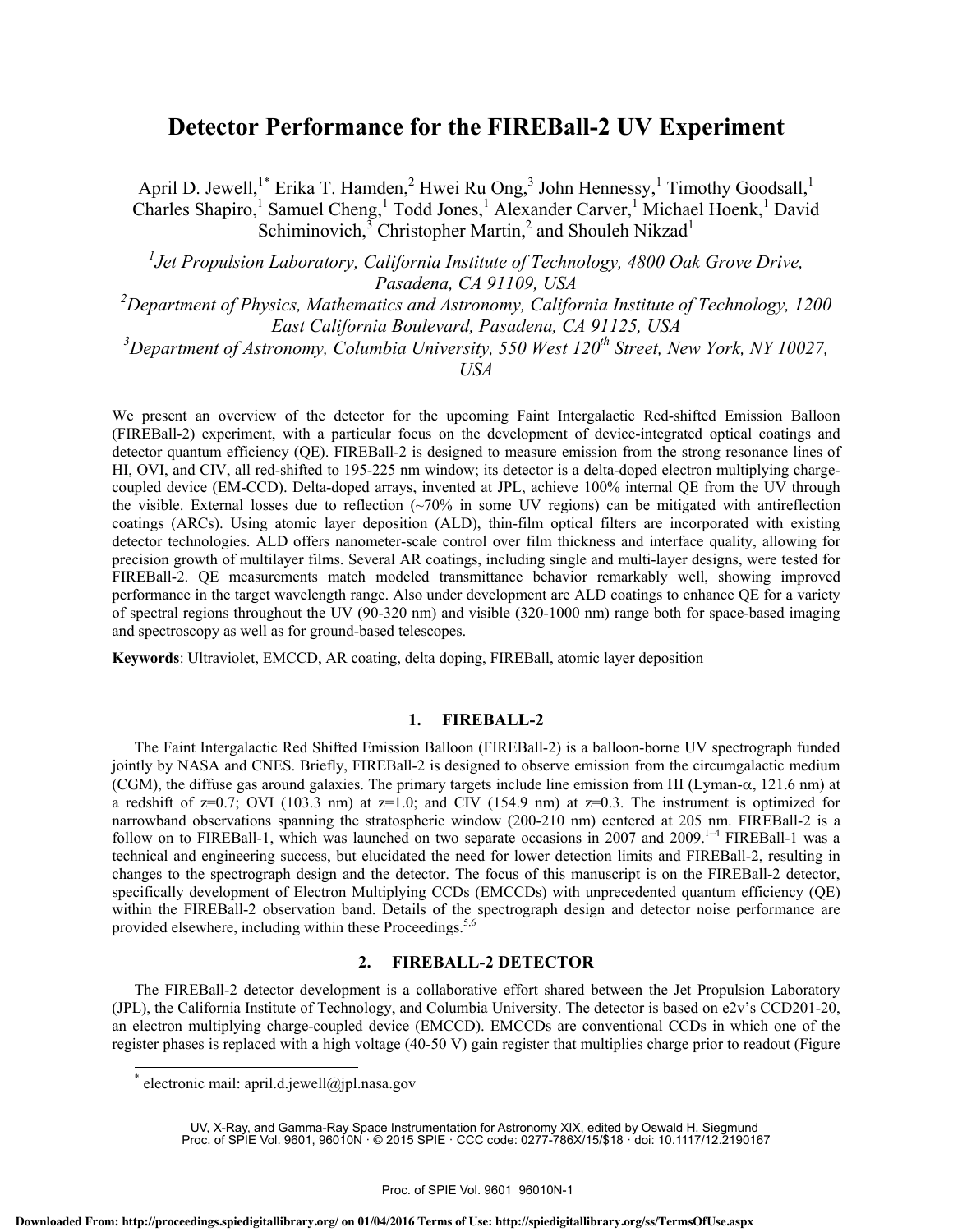# Detector Performance for the FIREBall-2 UV Experiment

April D. Jewell,[1*] Erika T. Hamden,[2] Hwei Ru Ong,[3] John Hennessy,[1] Timothy Goodsall,[1] Charles Shapiro,[1] Samuel Cheng,[1] Todd Jones,[1] Alexander Carver,[1] Michael Hoenk,[1] David Schiminovich,[3] Christopher Martin,[2] and Shouleh Nikzad[1]

*[1]Jet Propulsion Laboratory, California Institute of Technology, 4800 Oak Grove Drive, Pasadena, CA 91109, USA*
*[2]Department of Physics, Mathematics and Astronomy, California Institute of Technology, 1200 East California Boulevard, Pasadena, CA 91125, USA*
*[3]Department of Astronomy, Columbia University, 550 West 120th Street, New York, NY 10027, USA*

We present an overview of the detector for the upcoming Faint Intergalactic Red-shifted Emission Balloon (FIREBall-2) experiment, with a particular focus on the development of device-integrated optical coatings and detector quantum efficiency (QE). FIREBall-2 is designed to measure emission from the strong resonance lines of HI, OVI, and CIV, all red-shifted to 195-225 nm window; its detector is a delta-doped electron multiplying charge-coupled device (EM-CCD). Delta-doped arrays, invented at JPL, achieve 100% internal QE from the UV through the visible. External losses due to reflection (~70% in some UV regions) can be mitigated with antireflection coatings (ARCs). Using atomic layer deposition (ALD), thin-film optical filters are incorporated with existing detector technologies. ALD offers nanometer-scale control over film thickness and interface quality, allowing for precision growth of multilayer films. Several AR coatings, including single and multi-layer designs, were tested for FIREBall-2. QE measurements match modeled transmittance behavior remarkably well, showing improved performance in the target wavelength range. Also under development are ALD coatings to enhance QE for a variety of spectral regions throughout the UV (90-320 nm) and visible (320-1000 nm) range both for space-based imaging and spectroscopy as well as for ground-based telescopes.

**Keywords**: Ultraviolet, EMCCD, AR coating, delta doping, FIREBall, atomic layer deposition

## 1. FIREBALL-2

The Faint Intergalactic Red Shifted Emission Balloon (FIREBall-2) is a balloon-borne UV spectrograph funded jointly by NASA and CNES. Briefly, FIREBall-2 is designed to observe emission from the circumgalactic medium (CGM), the diffuse gas around galaxies. The primary targets include line emission from HI (Lyman-α, 121.6 nm) at a redshift of z=0.7; OVI (103.3 nm) at z=1.0; and CIV (154.9 nm) at z=0.3. The instrument is optimized for narrowband observations spanning the stratospheric window (200-210 nm) centered at 205 nm. FIREBall-2 is a follow on to FIREBall-1, which was launched on two separate occasions in 2007 and 2009.[1–4] FIREBall-1 was a technical and engineering success, but elucidated the need for lower detection limits and FIREBall-2, resulting in changes to the spectrograph design and the detector. The focus of this manuscript is on the FIREBall-2 detector, specifically development of Electron Multiplying CCDs (EMCCDs) with unprecedented quantum efficiency (QE) within the FIREBall-2 observation band. Details of the spectrograph design and detector noise performance are provided elsewhere, including within these Proceedings.[5,6]

## 2. FIREBALL-2 DETECTOR

The FIREBall-2 detector development is a collaborative effort shared between the Jet Propulsion Laboratory (JPL), the California Institute of Technology, and Columbia University. The detector is based on e2v's CCD201-20, an electron multiplying charge-coupled device (EMCCD). EMCCDs are conventional CCDs in which one of the register phases is replaced with a high voltage (40-50 V) gain register that multiplies charge prior to readout (Figure

[*] electronic mail: april.d.jewell@jpl.nasa.gov

UV, X-Ray, and Gamma-Ray Space Instrumentation for Astronomy XIX, edited by Oswald H. Siegmund
Proc. of SPIE Vol. 9601, 96010N · © 2015 SPIE · CCC code: 0277-786X/15/$18 · doi: 10.1117/12.2190167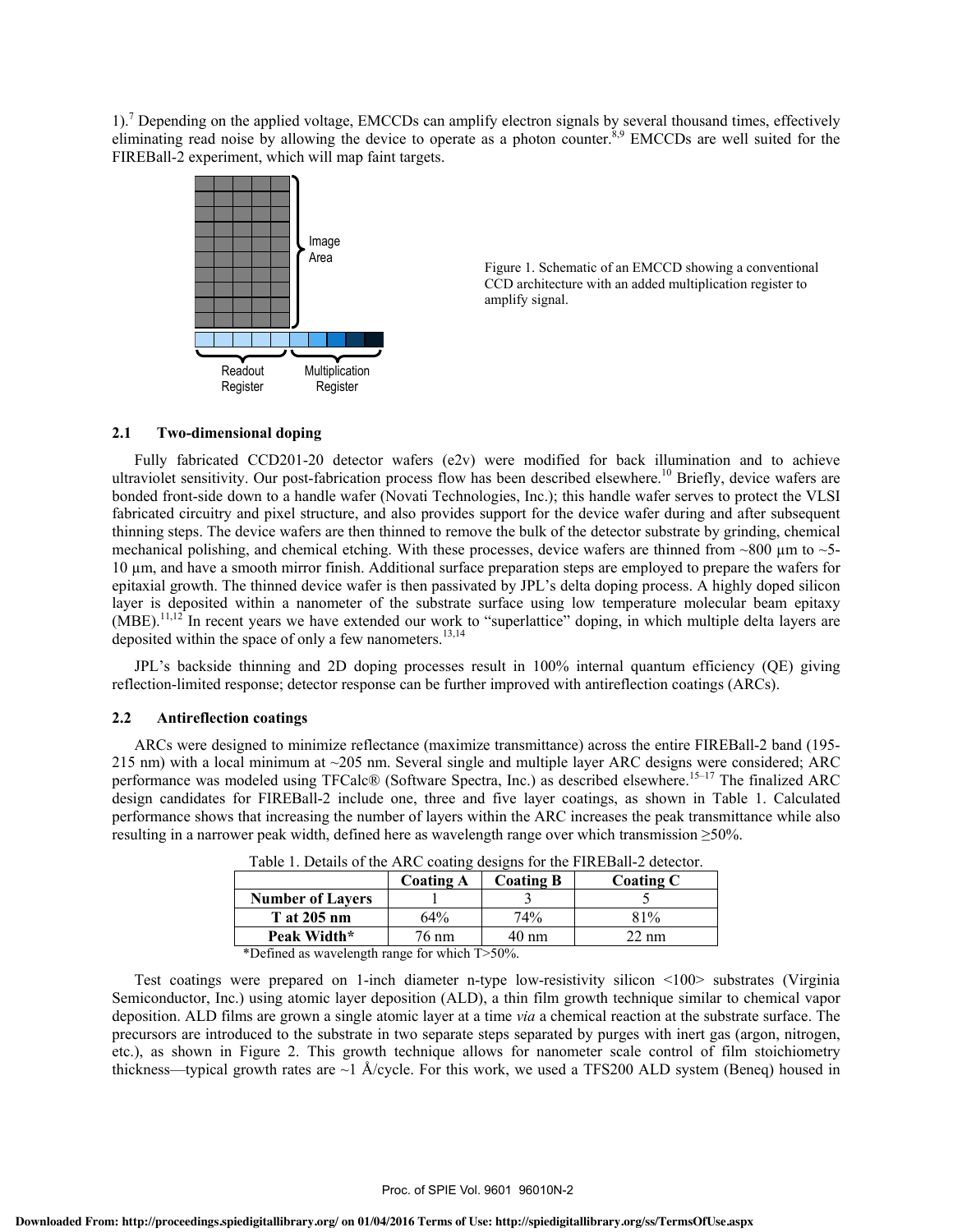1).[7] Depending on the applied voltage, EMCCDs can amplify electron signals by several thousand times, effectively eliminating read noise by allowing the device to operate as a photon counter.[8,9] EMCCDs are well suited for the FIREBall-2 experiment, which will map faint targets.

Figure 1. Schematic of an EMCCD showing a conventional CCD architecture with an added multiplication register to amplify signal.

### 2.1 Two-dimensional doping

Fully fabricated CCD201-20 detector wafers (e2v) were modified for back illumination and to achieve ultraviolet sensitivity. Our post-fabrication process flow has been described elsewhere.[10] Briefly, device wafers are bonded front-side down to a handle wafer (Novati Technologies, Inc.); this handle wafer serves to protect the VLSI fabricated circuitry and pixel structure, and also provides support for the device wafer during and after subsequent thinning steps. The device wafers are then thinned to remove the bulk of the detector substrate by grinding, chemical mechanical polishing, and chemical etching. With these processes, device wafers are thinned from ~800 µm to ~5-10 µm, and have a smooth mirror finish. Additional surface preparation steps are employed to prepare the wafers for epitaxial growth. The thinned device wafer is then passivated by JPL's delta doping process. A highly doped silicon layer is deposited within a nanometer of the substrate surface using low temperature molecular beam epitaxy (MBE).[11,12] In recent years we have extended our work to "superlattice" doping, in which multiple delta layers are deposited within the space of only a few nanometers.[13,14]

JPL's backside thinning and 2D doping processes result in 100% internal quantum efficiency (QE) giving reflection-limited response; detector response can be further improved with antireflection coatings (ARCs).

### 2.2 Antireflection coatings

ARCs were designed to minimize reflectance (maximize transmittance) across the entire FIREBall-2 band (195-215 nm) with a local minimum at ~205 nm. Several single and multiple layer ARC designs were considered; ARC performance was modeled using TFCalc® (Software Spectra, Inc.) as described elsewhere.[15–17] The finalized ARC design candidates for FIREBall-2 include one, three and five layer coatings, as shown in Table 1. Calculated performance shows that increasing the number of layers within the ARC increases the peak transmittance while also resulting in a narrower peak width, defined here as wavelength range over which transmission ≥50%.

Table 1. Details of the ARC coating designs for the FIREBall-2 detector.

| | **Coating A** | **Coating B** | **Coating C** |
|---|---|---|---|
| **Number of Layers** | 1 | 3 | 5 |
| **T at 205 nm** | 64% | 74% | 81% |
| **Peak Width*** | 76 nm | 40 nm | 22 nm |

*Defined as wavelength range for which T>50%.

Test coatings were prepared on 1-inch diameter n-type low-resistivity silicon <100> substrates (Virginia Semiconductor, Inc.) using atomic layer deposition (ALD), a thin film growth technique similar to chemical vapor deposition. ALD films are grown a single atomic layer at a time *via* a chemical reaction at the substrate surface. The precursors are introduced to the substrate in two separate steps separated by purges with inert gas (argon, nitrogen, etc.), as shown in Figure 2. This growth technique allows for nanometer scale control of film stoichiometry thickness—typical growth rates are ~1 Å/cycle. For this work, we used a TFS200 ALD system (Beneq) housed in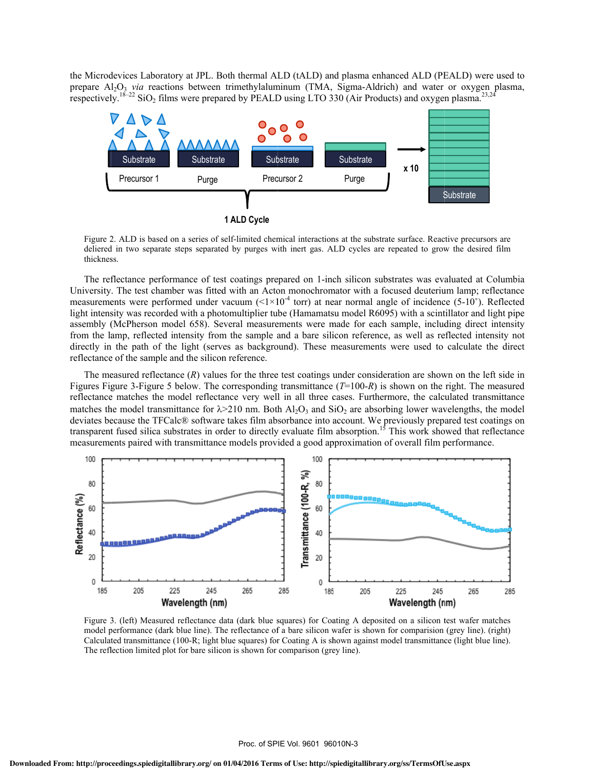the Microdevices Laboratory at JPL. Both thermal ALD (tALD) and plasma enhanced ALD (PEALD) were used to prepare $Al_2O_3$ *via* reactions between trimethylaluminum (TMA, Sigma-Aldrich) and water or oxygen plasma, respectively.[18–22] $SiO_2$ films were prepared by PEALD using LTO 330 (Air Products) and oxygen plasma.[23,24]

Figure 2. ALD is based on a series of self-limited chemical interactions at the substrate surface. Reactive precursors are deliered in two separate steps separated by purges with inert gas. ALD cycles are repeated to grow the desired film thickness.

The reflectance performance of test coatings prepared on 1-inch silicon substrates was evaluated at Columbia University. The test chamber was fitted with an Acton monochromator with a focused deuterium lamp; reflectance measurements were performed under vacuum ($<1\times10^{-4}$ torr) at near normal angle of incidence (5-10˚). Reflected light intensity was recorded with a photomultiplier tube (Hamamatsu model R6095) with a scintillator and light pipe assembly (McPherson model 658). Several measurements were made for each sample, including direct intensity from the lamp, reflected intensity from the sample and a bare silicon reference, as well as reflected intensity not directly in the path of the light (serves as background). These measurements were used to calculate the direct reflectance of the sample and the silicon reference.

The measured reflectance ($R$) values for the three test coatings under consideration are shown on the left side in Figures Figure 3-Figure 5 below. The corresponding transmittance ($T$=100-$R$) is shown on the right. The measured reflectance matches the model reflectance very well in all three cases. Furthermore, the calculated transmittance matches the model transmittance for $\lambda>210$ nm. Both $Al_2O_3$ and $SiO_2$ are absorbing lower wavelengths, the model deviates because the TFCalc® software takes film absorbance into account. We previously prepared test coatings on transparent fused silica substrates in order to directly evaluate film absorption.[15] This work showed that reflectance measurements paired with transmittance models provided a good approximation of overall film performance.

Figure 3. (left) Measured reflectance data (dark blue squares) for Coating A deposited on a silicon test wafer matches model performance (dark blue line). The reflectance of a bare silicon wafer is shown for comparision (grey line). (right) Calculated transmittance (100-R; light blue squares) for Coating A is shown against model transmittance (light blue line). The reflection limited plot for bare silicon is shown for comparison (grey line).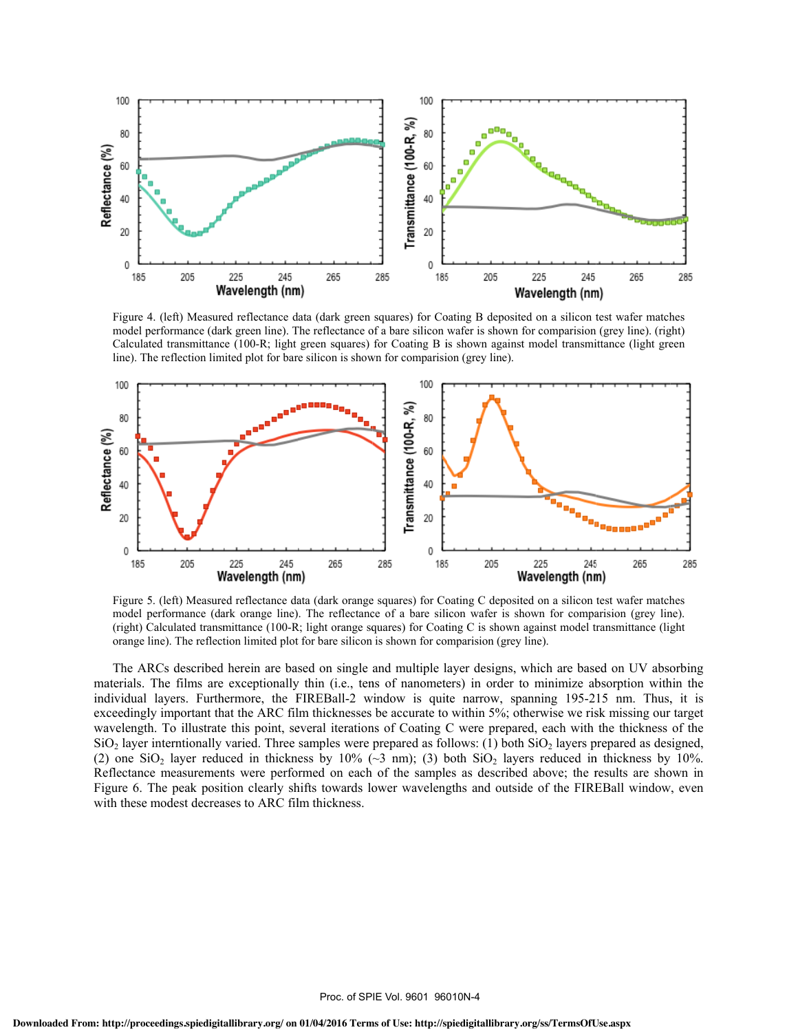Figure 4. (left) Measured reflectance data (dark green squares) for Coating B deposited on a silicon test wafer matches model performance (dark green line). The reflectance of a bare silicon wafer is shown for comparision (grey line). (right) Calculated transmittance (100-R; light green squares) for Coating B is shown against model transmittance (light green line). The reflection limited plot for bare silicon is shown for comparision (grey line).

Figure 5. (left) Measured reflectance data (dark orange squares) for Coating C deposited on a silicon test wafer matches model performance (dark orange line). The reflectance of a bare silicon wafer is shown for comparision (grey line). (right) Calculated transmittance (100-R; light orange squares) for Coating C is shown against model transmittance (light orange line). The reflection limited plot for bare silicon is shown for comparision (grey line).

The ARCs described herein are based on single and multiple layer designs, which are based on UV absorbing materials. The films are exceptionally thin (i.e., tens of nanometers) in order to minimize absorption within the individual layers. Furthermore, the FIREBall-2 window is quite narrow, spanning 195-215 nm. Thus, it is exceedingly important that the ARC film thicknesses be accurate to within 5%; otherwise we risk missing our target wavelength. To illustrate this point, several iterations of Coating C were prepared, each with the thickness of the $SiO_2$ layer interntionally varied. Three samples were prepared as follows: (1) both $SiO_2$ layers prepared as designed, (2) one $SiO_2$ layer reduced in thickness by 10% (~3 nm); (3) both $SiO_2$ layers reduced in thickness by 10%. Reflectance measurements were performed on each of the samples as described above; the results are shown in Figure 6. The peak position clearly shifts towards lower wavelengths and outside of the FIREBall window, even with these modest decreases to ARC film thickness.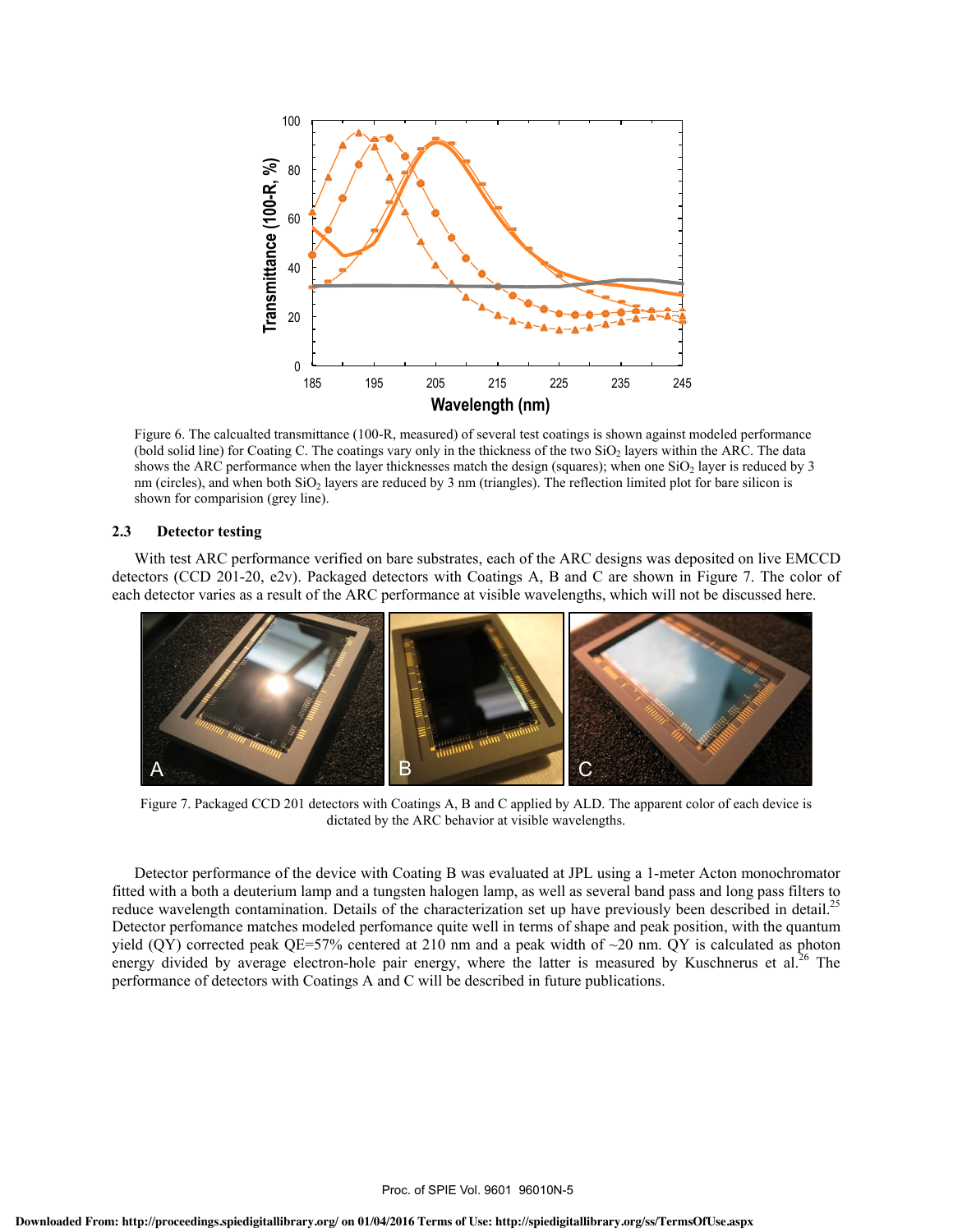Figure 6. The calcualted transmittance (100-R, measured) of several test coatings is shown against modeled performance (bold solid line) for Coating C. The coatings vary only in the thickness of the two $SiO_2$ layers within the ARC. The data shows the ARC performance when the layer thicknesses match the design (squares); when one $SiO_2$ layer is reduced by 3 nm (circles), and when both $SiO_2$ layers are reduced by 3 nm (triangles). The reflection limited plot for bare silicon is shown for comparision (grey line).

### 2.3 Detector testing

With test ARC performance verified on bare substrates, each of the ARC designs was deposited on live EMCCD detectors (CCD 201-20, e2v). Packaged detectors with Coatings A, B and C are shown in Figure 7. The color of each detector varies as a result of the ARC performance at visible wavelengths, which will not be discussed here.

Figure 7. Packaged CCD 201 detectors with Coatings A, B and C applied by ALD. The apparent color of each device is dictated by the ARC behavior at visible wavelengths.

Detector performance of the device with Coating B was evaluated at JPL using a 1-meter Acton monochromator fitted with a both a deuterium lamp and a tungsten halogen lamp, as well as several band pass and long pass filters to reduce wavelength contamination. Details of the characterization set up have previously been described in detail.[25] Detector perfomance matches modeled perfomance quite well in terms of shape and peak position, with the quantum yield (QY) corrected peak QE=57% centered at 210 nm and a peak width of ~20 nm. QY is calculated as photon energy divided by average electron-hole pair energy, where the latter is measured by Kuschnerus et al.[26] The performance of detectors with Coatings A and C will be described in future publications.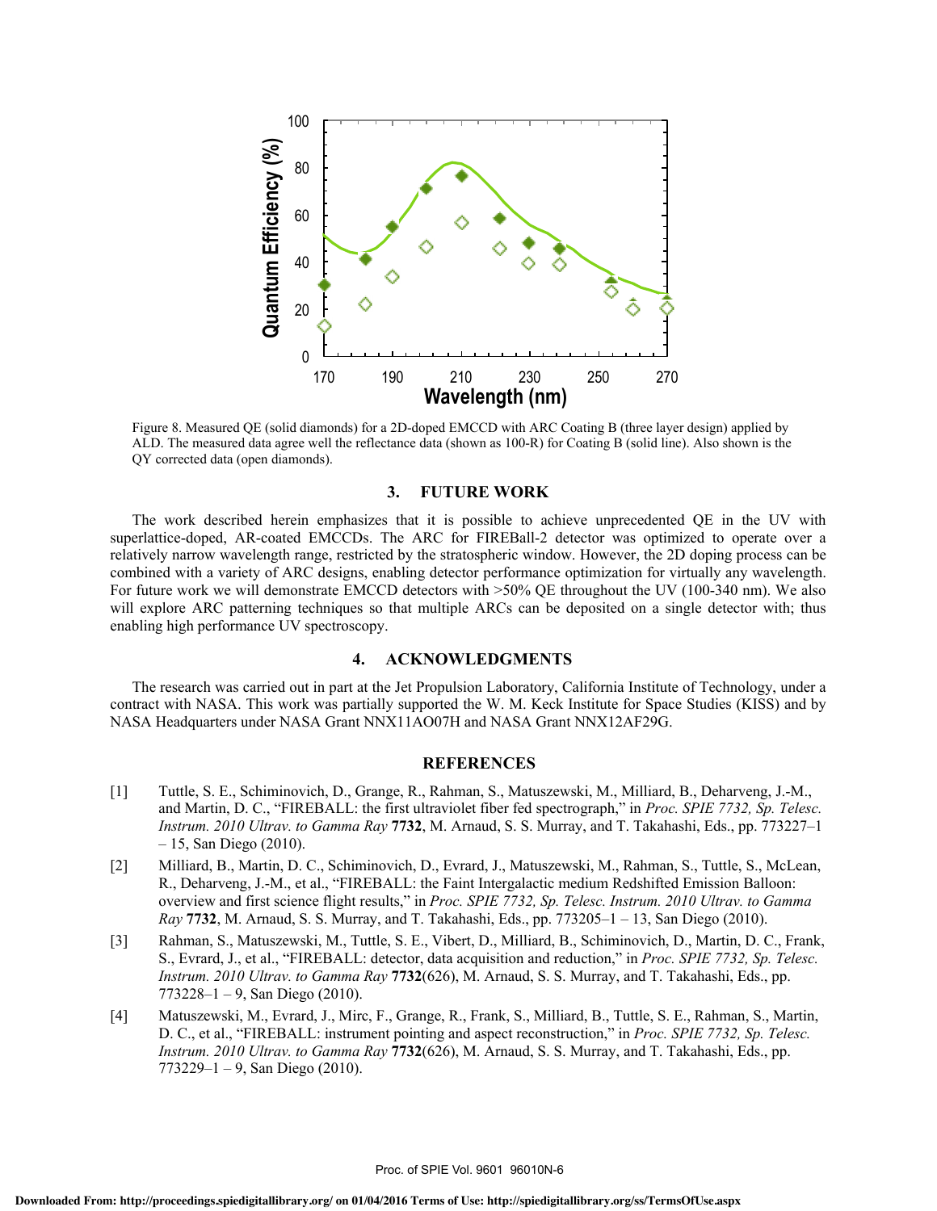Figure 8. Measured QE (solid diamonds) for a 2D-doped EMCCD with ARC Coating B (three layer design) applied by ALD. The measured data agree well the reflectance data (shown as 100-R) for Coating B (solid line). Also shown is the QY corrected data (open diamonds).

## 3. FUTURE WORK

The work described herein emphasizes that it is possible to achieve unprecedented QE in the UV with superlattice-doped, AR-coated EMCCDs. The ARC for FIREBall-2 detector was optimized to operate over a relatively narrow wavelength range, restricted by the stratospheric window. However, the 2D doping process can be combined with a variety of ARC designs, enabling detector performance optimization for virtually any wavelength. For future work we will demonstrate EMCCD detectors with >50% QE throughout the UV (100-340 nm). We also will explore ARC patterning techniques so that multiple ARCs can be deposited on a single detector with; thus enabling high performance UV spectroscopy.

## 4. ACKNOWLEDGMENTS

The research was carried out in part at the Jet Propulsion Laboratory, California Institute of Technology, under a contract with NASA. This work was partially supported the W. M. Keck Institute for Space Studies (KISS) and by NASA Headquarters under NASA Grant NNX11AO07H and NASA Grant NNX12AF29G.

## REFERENCES

[1] Tuttle, S. E., Schiminovich, D., Grange, R., Rahman, S., Matuszewski, M., Milliard, B., Deharveng, J.-M., and Martin, D. C., "FIREBALL: the first ultraviolet fiber fed spectrograph," in *Proc. SPIE 7732, Sp. Telesc. Instrum. 2010 Ultrav. to Gamma Ray* **7732**, M. Arnaud, S. S. Murray, and T. Takahashi, Eds., pp. 773227–1 – 15, San Diego (2010).

[2] Milliard, B., Martin, D. C., Schiminovich, D., Evrard, J., Matuszewski, M., Rahman, S., Tuttle, S., McLean, R., Deharveng, J.-M., et al., "FIREBALL: the Faint Intergalactic medium Redshifted Emission Balloon: overview and first science flight results," in *Proc. SPIE 7732, Sp. Telesc. Instrum. 2010 Ultrav. to Gamma Ray* **7732**, M. Arnaud, S. S. Murray, and T. Takahashi, Eds., pp. 773205–1 – 13, San Diego (2010).

[3] Rahman, S., Matuszewski, M., Tuttle, S. E., Vibert, D., Milliard, B., Schiminovich, D., Martin, D. C., Frank, S., Evrard, J., et al., "FIREBALL: detector, data acquisition and reduction," in *Proc. SPIE 7732, Sp. Telesc. Instrum. 2010 Ultrav. to Gamma Ray* **7732**(626), M. Arnaud, S. S. Murray, and T. Takahashi, Eds., pp. 773228–1 – 9, San Diego (2010).

[4] Matuszewski, M., Evrard, J., Mirc, F., Grange, R., Frank, S., Milliard, B., Tuttle, S. E., Rahman, S., Martin, D. C., et al., "FIREBALL: instrument pointing and aspect reconstruction," in *Proc. SPIE 7732, Sp. Telesc. Instrum. 2010 Ultrav. to Gamma Ray* **7732**(626), M. Arnaud, S. S. Murray, and T. Takahashi, Eds., pp. 773229–1 – 9, San Diego (2010).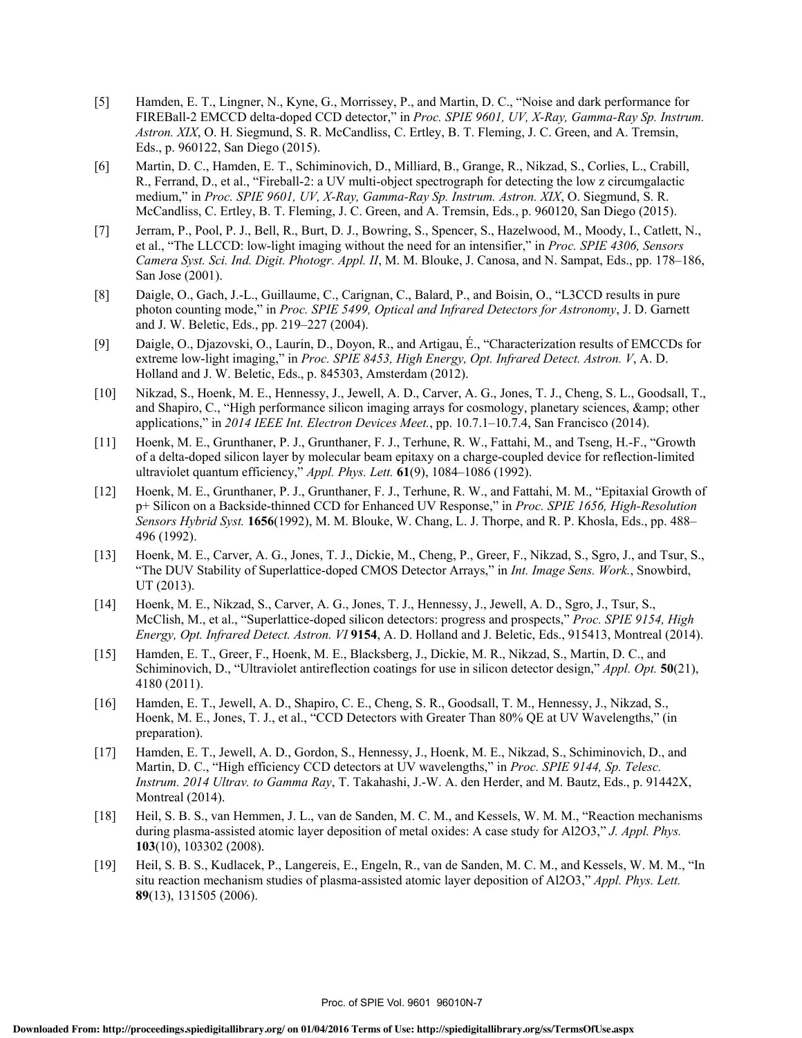[5] Hamden, E. T., Lingner, N., Kyne, G., Morrissey, P., and Martin, D. C., "Noise and dark performance for FIREBall-2 EMCCD delta-doped CCD detector," in *Proc. SPIE 9601, UV, X-Ray, Gamma-Ray Sp. Instrum. Astron. XIX*, O. H. Siegmund, S. R. McCandliss, C. Ertley, B. T. Fleming, J. C. Green, and A. Tremsin, Eds., p. 960122, San Diego (2015).

[6] Martin, D. C., Hamden, E. T., Schiminovich, D., Milliard, B., Grange, R., Nikzad, S., Corlies, L., Crabill, R., Ferrand, D., et al., "Fireball-2: a UV multi-object spectrograph for detecting the low z circumgalactic medium," in *Proc. SPIE 9601, UV, X-Ray, Gamma-Ray Sp. Instrum. Astron. XIX*, O. Siegmund, S. R. McCandliss, C. Ertley, B. T. Fleming, J. C. Green, and A. Tremsin, Eds., p. 960120, San Diego (2015).

[7] Jerram, P., Pool, P. J., Bell, R., Burt, D. J., Bowring, S., Spencer, S., Hazelwood, M., Moody, I., Catlett, N., et al., "The LLCCD: low-light imaging without the need for an intensifier," in *Proc. SPIE 4306, Sensors Camera Syst. Sci. Ind. Digit. Photogr. Appl. II*, M. M. Blouke, J. Canosa, and N. Sampat, Eds., pp. 178–186, San Jose (2001).

[8] Daigle, O., Gach, J.-L., Guillaume, C., Carignan, C., Balard, P., and Boisin, O., "L3CCD results in pure photon counting mode," in *Proc. SPIE 5499, Optical and Infrared Detectors for Astronomy*, J. D. Garnett and J. W. Beletic, Eds., pp. 219–227 (2004).

[9] Daigle, O., Djazovski, O., Laurin, D., Doyon, R., and Artigau, É., "Characterization results of EMCCDs for extreme low-light imaging," in *Proc. SPIE 8453, High Energy, Opt. Infrared Detect. Astron. V*, A. D. Holland and J. W. Beletic, Eds., p. 845303, Amsterdam (2012).

[10] Nikzad, S., Hoenk, M. E., Hennessy, J., Jewell, A. D., Carver, A. G., Jones, T. J., Cheng, S. L., Goodsall, T., and Shapiro, C., "High performance silicon imaging arrays for cosmology, planetary sciences, &amp; other applications," in *2014 IEEE Int. Electron Devices Meet.*, pp. 10.7.1–10.7.4, San Francisco (2014).

[11] Hoenk, M. E., Grunthaner, P. J., Grunthaner, F. J., Terhune, R. W., Fattahi, M., and Tseng, H.-F., "Growth of a delta-doped silicon layer by molecular beam epitaxy on a charge-coupled device for reflection-limited ultraviolet quantum efficiency," *Appl. Phys. Lett.* **61**(9), 1084–1086 (1992).

[12] Hoenk, M. E., Grunthaner, P. J., Grunthaner, F. J., Terhune, R. W., and Fattahi, M. M., "Epitaxial Growth of p+ Silicon on a Backside-thinned CCD for Enhanced UV Response," in *Proc. SPIE 1656, High-Resolution Sensors Hybrid Syst.* **1656**(1992), M. M. Blouke, W. Chang, L. J. Thorpe, and R. P. Khosla, Eds., pp. 488–496 (1992).

[13] Hoenk, M. E., Carver, A. G., Jones, T. J., Dickie, M., Cheng, P., Greer, F., Nikzad, S., Sgro, J., and Tsur, S., "The DUV Stability of Superlattice-doped CMOS Detector Arrays," in *Int. Image Sens. Work.*, Snowbird, UT (2013).

[14] Hoenk, M. E., Nikzad, S., Carver, A. G., Jones, T. J., Hennessy, J., Jewell, A. D., Sgro, J., Tsur, S., McClish, M., et al., "Superlattice-doped silicon detectors: progress and prospects," *Proc. SPIE 9154, High Energy, Opt. Infrared Detect. Astron. VI* **9154**, A. D. Holland and J. Beletic, Eds., 915413, Montreal (2014).

[15] Hamden, E. T., Greer, F., Hoenk, M. E., Blacksberg, J., Dickie, M. R., Nikzad, S., Martin, D. C., and Schiminovich, D., "Ultraviolet antireflection coatings for use in silicon detector design," *Appl. Opt.* **50**(21), 4180 (2011).

[16] Hamden, E. T., Jewell, A. D., Shapiro, C. E., Cheng, S. R., Goodsall, T. M., Hennessy, J., Nikzad, S., Hoenk, M. E., Jones, T. J., et al., "CCD Detectors with Greater Than 80% QE at UV Wavelengths," (in preparation).

[17] Hamden, E. T., Jewell, A. D., Gordon, S., Hennessy, J., Hoenk, M. E., Nikzad, S., Schiminovich, D., and Martin, D. C., "High efficiency CCD detectors at UV wavelengths," in *Proc. SPIE 9144, Sp. Telesc. Instrum. 2014 Ultrav. to Gamma Ray*, T. Takahashi, J.-W. A. den Herder, and M. Bautz, Eds., p. 91442X, Montreal (2014).

[18] Heil, S. B. S., van Hemmen, J. L., van de Sanden, M. C. M., and Kessels, W. M. M., "Reaction mechanisms during plasma-assisted atomic layer deposition of metal oxides: A case study for Al2O3," *J. Appl. Phys.* **103**(10), 103302 (2008).

[19] Heil, S. B. S., Kudlacek, P., Langereis, E., Engeln, R., van de Sanden, M. C. M., and Kessels, W. M. M., "In situ reaction mechanism studies of plasma-assisted atomic layer deposition of Al2O3," *Appl. Phys. Lett.* **89**(13), 131505 (2006).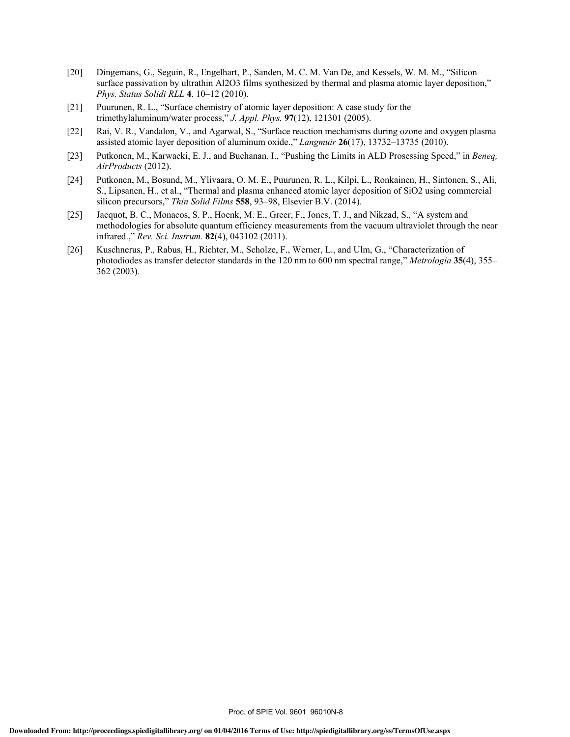[20] Dingemans, G., Seguin, R., Engelhart, P., Sanden, M. C. M. Van De, and Kessels, W. M. M., “Silicon surface passivation by ultrathin Al2O3 films synthesized by thermal and plasma atomic layer deposition,” *Phys. Status Solidi RLL* **4**, 10–12 (2010).

[21] Puurunen, R. L., “Surface chemistry of atomic layer deposition: A case study for the trimethylaluminum/water process,” *J. Appl. Phys.* **97**(12), 121301 (2005).

[22] Rai, V. R., Vandalon, V., and Agarwal, S., “Surface reaction mechanisms during ozone and oxygen plasma assisted atomic layer deposition of aluminum oxide.,” *Langmuir* **26**(17), 13732–13735 (2010).

[23] Putkonen, M., Karwacki, E. J., and Buchanan, I., “Pushing the Limits in ALD Prosessing Speed,” in *Beneq, AirProducts* (2012).

[24] Putkonen, M., Bosund, M., Ylivaara, O. M. E., Puurunen, R. L., Kilpi, L., Ronkainen, H., Sintonen, S., Ali, S., Lipsanen, H., et al., “Thermal and plasma enhanced atomic layer deposition of SiO2 using commercial silicon precursors,” *Thin Solid Films* **558**, 93–98, Elsevier B.V. (2014).

[25] Jacquot, B. C., Monacos, S. P., Hoenk, M. E., Greer, F., Jones, T. J., and Nikzad, S., “A system and methodologies for absolute quantum efficiency measurements from the vacuum ultraviolet through the near infrared.,” *Rev. Sci. Instrum.* **82**(4), 043102 (2011).

[26] Kuschnerus, P., Rabus, H., Richter, M., Scholze, F., Werner, L., and Ulm, G., “Characterization of photodiodes as transfer detector standards in the 120 nm to 600 nm spectral range,” *Metrologia* **35**(4), 355–362 (2003).